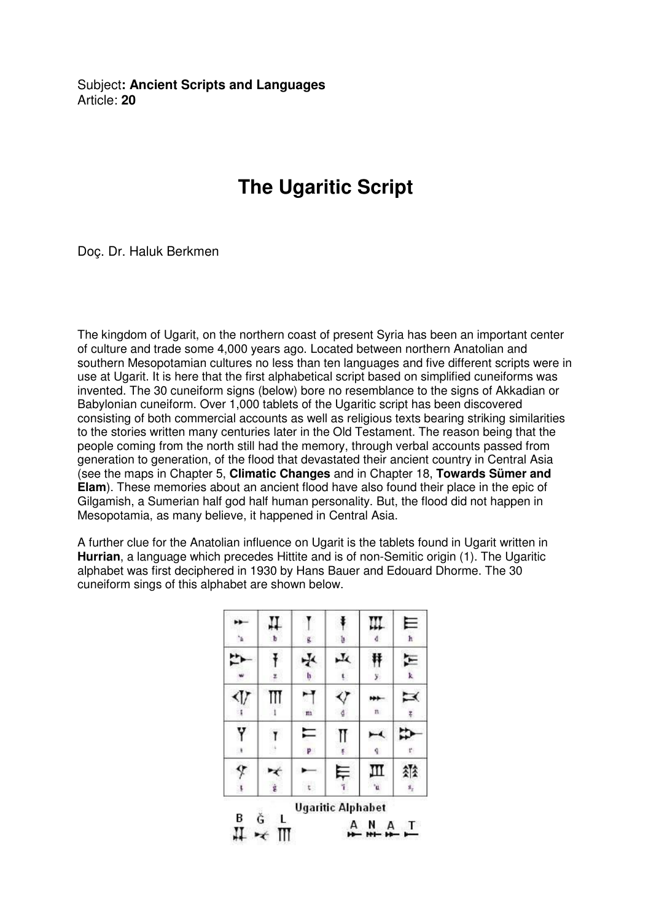Subject**: Ancient Scripts and Languages**
Article: **20**

# The Ugaritic Script

Doç. Dr. Haluk Berkmen

The kingdom of Ugarit, on the northern coast of present Syria has been an important center of culture and trade some 4,000 years ago. Located between northern Anatolian and southern Mesopotamian cultures no less than ten languages and five different scripts were in use at Ugarit. It is here that the first alphabetical script based on simplified cuneiforms was invented. The 30 cuneiform signs (below) bore no resemblance to the signs of Akkadian or Babylonian cuneiform. Over 1,000 tablets of the Ugaritic script has been discovered consisting of both commercial accounts as well as religious texts bearing striking similarities to the stories written many centuries later in the Old Testament. The reason being that the people coming from the north still had the memory, through verbal accounts passed from generation to generation, of the flood that devastated their ancient country in Central Asia (see the maps in Chapter 5, **Climatic Changes** and in Chapter 18, **Towards Sümer and Elam**). These memories about an ancient flood have also found their place in the epic of Gilgamish, a Sumerian half god half human personality. But, the flood did not happen in Mesopotamia, as many believe, it happened in Central Asia.

A further clue for the Anatolian influence on Ugarit is the tablets found in Ugarit written in **Hurrian**, a language which precedes Hittite and is of non-Semitic origin (1). The Ugaritic alphabet was first deciphered in 1930 by Hans Bauer and Edouard Dhorme. The 30 cuneiform sings of this alphabet are shown below.

Ugaritic Alphabet

B Ğ L A N A T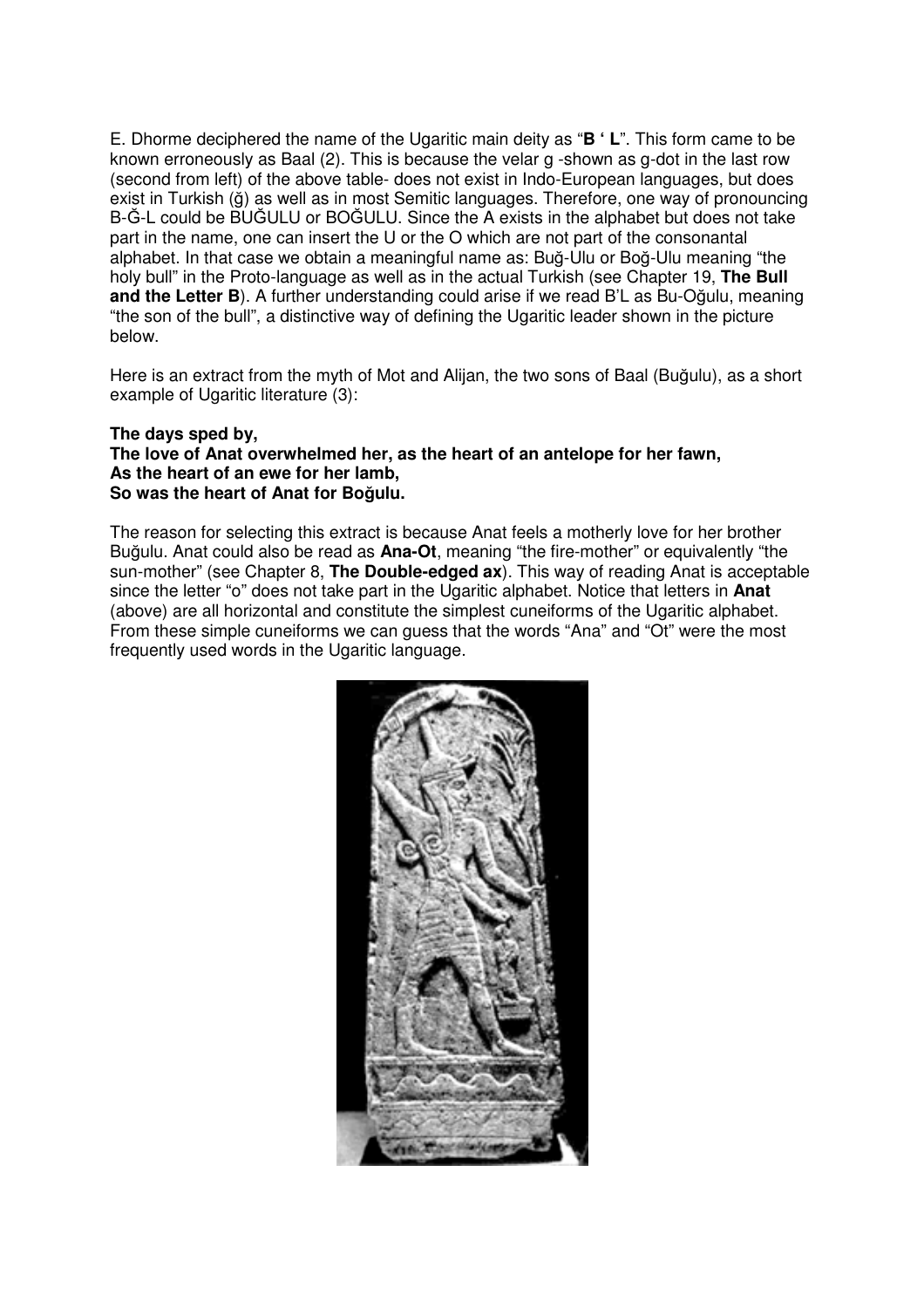E. Dhorme deciphered the name of the Ugaritic main deity as "**B ' L**". This form came to be known erroneously as Baal (2). This is because the velar g -shown as g-dot in the last row (second from left) of the above table- does not exist in Indo-European languages, but does exist in Turkish (ğ) as well as in most Semitic languages. Therefore, one way of pronouncing B-Ğ-L could be BUĞULU or BOĞULU. Since the A exists in the alphabet but does not take part in the name, one can insert the U or the O which are not part of the consonantal alphabet. In that case we obtain a meaningful name as: Buğ-Ulu or Boğ-Ulu meaning "the holy bull" in the Proto-language as well as in the actual Turkish (see Chapter 19, **The Bull and the Letter B**). A further understanding could arise if we read B'L as Bu-Oğulu, meaning "the son of the bull", a distinctive way of defining the Ugaritic leader shown in the picture below.

Here is an extract from the myth of Mot and Alijan, the two sons of Baal (Buğulu), as a short example of Ugaritic literature (3):

**The days sped by,**
**The love of Anat overwhelmed her, as the heart of an antelope for her fawn,**
**As the heart of an ewe for her lamb,**
**So was the heart of Anat for Boğulu.**

The reason for selecting this extract is because Anat feels a motherly love for her brother Buğulu. Anat could also be read as **Ana-Ot**, meaning "the fire-mother" or equivalently "the sun-mother" (see Chapter 8, **The Double-edged ax**). This way of reading Anat is acceptable since the letter "o" does not take part in the Ugaritic alphabet. Notice that letters in **Anat** (above) are all horizontal and constitute the simplest cuneiforms of the Ugaritic alphabet. From these simple cuneiforms we can guess that the words "Ana" and "Ot" were the most frequently used words in the Ugaritic language.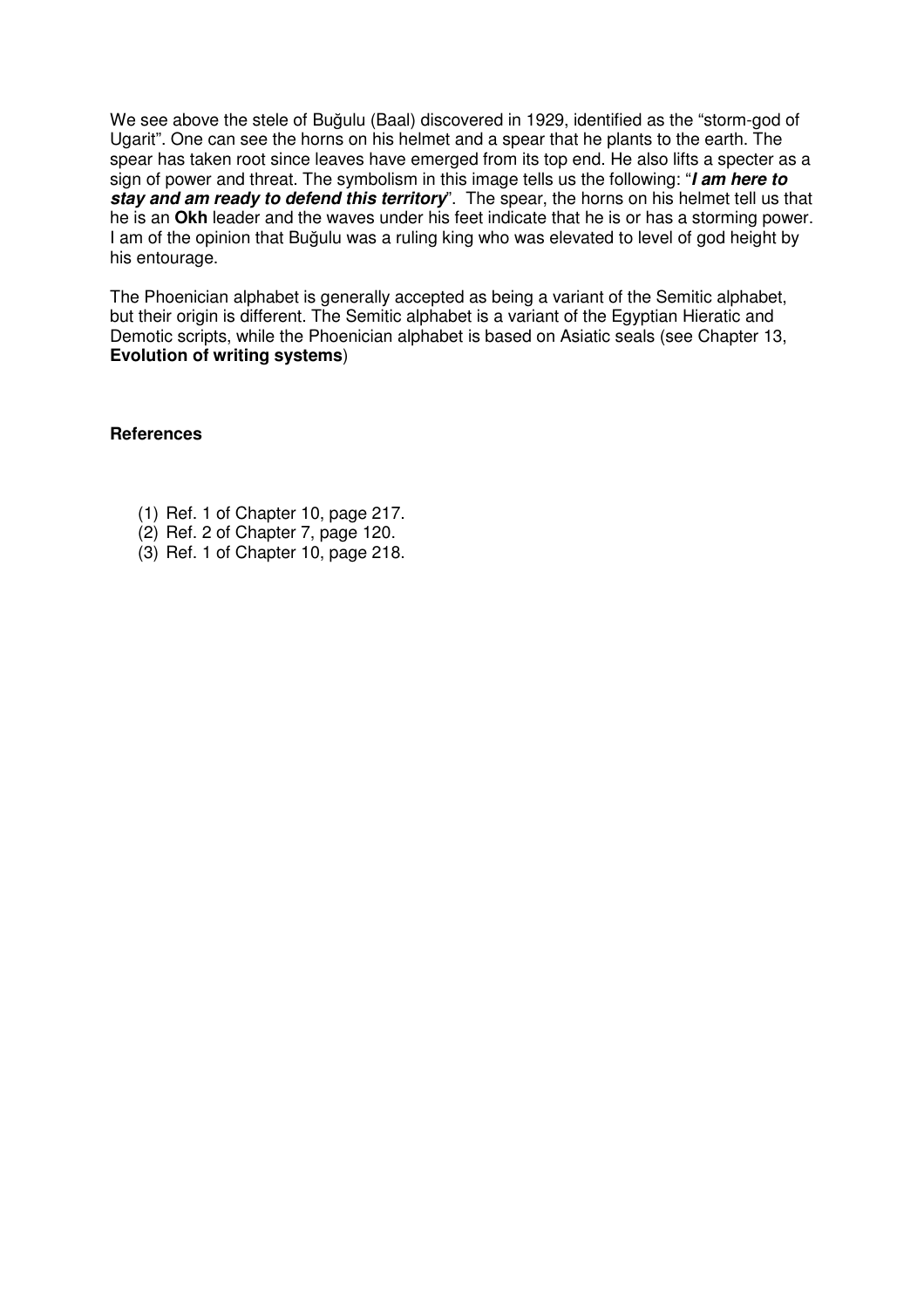We see above the stele of Buğulu (Baal) discovered in 1929, identified as the "storm-god of Ugarit". One can see the horns on his helmet and a spear that he plants to the earth. The spear has taken root since leaves have emerged from its top end. He also lifts a specter as a sign of power and threat. The symbolism in this image tells us the following: "***I am here to stay and am ready to defend this territory***". The spear, the horns on his helmet tell us that he is an **Okh** leader and the waves under his feet indicate that he is or has a storming power. I am of the opinion that Buğulu was a ruling king who was elevated to level of god height by his entourage.

The Phoenician alphabet is generally accepted as being a variant of the Semitic alphabet, but their origin is different. The Semitic alphabet is a variant of the Egyptian Hieratic and Demotic scripts, while the Phoenician alphabet is based on Asiatic seals (see Chapter 13, **Evolution of writing systems**)

**References**

(1) Ref. 1 of Chapter 10, page 217.
(2) Ref. 2 of Chapter 7, page 120.
(3) Ref. 1 of Chapter 10, page 218.